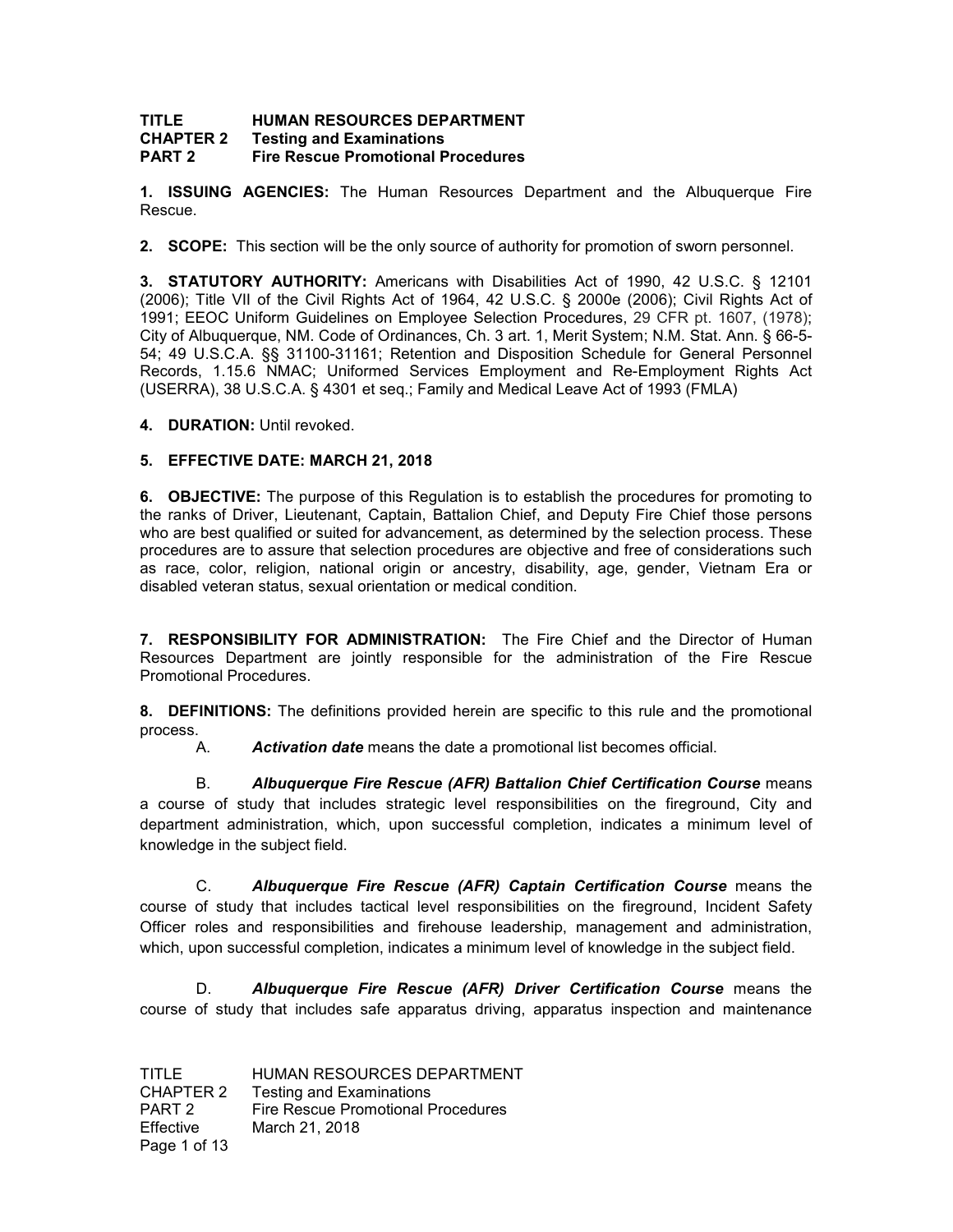**TITLE HUMAN RESOURCES DEPARTMENT**
**CHAPTER 2 Testing and Examinations**
**PART 2 Fire Rescue Promotional Procedures**

**1. ISSUING AGENCIES:** The Human Resources Department and the Albuquerque Fire Rescue.

**2. SCOPE:** This section will be the only source of authority for promotion of sworn personnel.

**3. STATUTORY AUTHORITY:** Americans with Disabilities Act of 1990, 42 U.S.C. § 12101 (2006); Title VII of the Civil Rights Act of 1964, 42 U.S.C. § 2000e (2006); Civil Rights Act of 1991; EEOC Uniform Guidelines on Employee Selection Procedures, 29 CFR pt. 1607, (1978); City of Albuquerque, NM. Code of Ordinances, Ch. 3 art. 1, Merit System; N.M. Stat. Ann. § 66-5-54; 49 U.S.C.A. §§ 31100-31161; Retention and Disposition Schedule for General Personnel Records, 1.15.6 NMAC; Uniformed Services Employment and Re-Employment Rights Act (USERRA), 38 U.S.C.A. § 4301 et seq.; Family and Medical Leave Act of 1993 (FMLA)

**4. DURATION:** Until revoked.

**5. EFFECTIVE DATE: MARCH 21, 2018**

**6. OBJECTIVE:** The purpose of this Regulation is to establish the procedures for promoting to the ranks of Driver, Lieutenant, Captain, Battalion Chief, and Deputy Fire Chief those persons who are best qualified or suited for advancement, as determined by the selection process. These procedures are to assure that selection procedures are objective and free of considerations such as race, color, religion, national origin or ancestry, disability, age, gender, Vietnam Era or disabled veteran status, sexual orientation or medical condition.

**7. RESPONSIBILITY FOR ADMINISTRATION:** The Fire Chief and the Director of Human Resources Department are jointly responsible for the administration of the Fire Rescue Promotional Procedures.

**8. DEFINITIONS:** The definitions provided herein are specific to this rule and the promotional process.

A. ***Activation date*** means the date a promotional list becomes official.

B. ***Albuquerque Fire Rescue (AFR) Battalion Chief Certification Course*** means a course of study that includes strategic level responsibilities on the fireground, City and department administration, which, upon successful completion, indicates a minimum level of knowledge in the subject field.

C. ***Albuquerque Fire Rescue (AFR) Captain Certification Course*** means the course of study that includes tactical level responsibilities on the fireground, Incident Safety Officer roles and responsibilities and firehouse leadership, management and administration, which, upon successful completion, indicates a minimum level of knowledge in the subject field.

D. ***Albuquerque Fire Rescue (AFR) Driver Certification Course*** means the course of study that includes safe apparatus driving, apparatus inspection and maintenance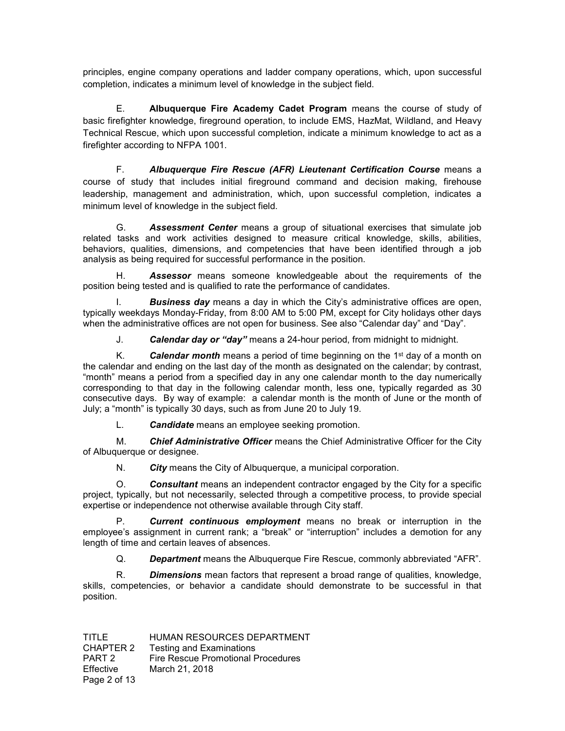principles, engine company operations and ladder company operations, which, upon successful completion, indicates a minimum level of knowledge in the subject field.

E. **Albuquerque Fire Academy Cadet Program** means the course of study of basic firefighter knowledge, fireground operation, to include EMS, HazMat, Wildland, and Heavy Technical Rescue, which upon successful completion, indicate a minimum knowledge to act as a firefighter according to NFPA 1001.

F. ***Albuquerque Fire Rescue (AFR) Lieutenant Certification Course*** means a course of study that includes initial fireground command and decision making, firehouse leadership, management and administration, which, upon successful completion, indicates a minimum level of knowledge in the subject field.

G. ***Assessment Center*** means a group of situational exercises that simulate job related tasks and work activities designed to measure critical knowledge, skills, abilities, behaviors, qualities, dimensions, and competencies that have been identified through a job analysis as being required for successful performance in the position.

H. ***Assessor*** means someone knowledgeable about the requirements of the position being tested and is qualified to rate the performance of candidates.

I. ***Business day*** means a day in which the City's administrative offices are open, typically weekdays Monday-Friday, from 8:00 AM to 5:00 PM, except for City holidays other days when the administrative offices are not open for business. See also "Calendar day" and "Day".

J. ***Calendar day or "day"*** means a 24-hour period, from midnight to midnight.

K. ***Calendar month*** means a period of time beginning on the 1st day of a month on the calendar and ending on the last day of the month as designated on the calendar; by contrast, "month" means a period from a specified day in any one calendar month to the day numerically corresponding to that day in the following calendar month, less one, typically regarded as 30 consecutive days. By way of example: a calendar month is the month of June or the month of July; a "month" is typically 30 days, such as from June 20 to July 19.

L. ***Candidate*** means an employee seeking promotion.

M. ***Chief Administrative Officer*** means the Chief Administrative Officer for the City of Albuquerque or designee.

N. ***City*** means the City of Albuquerque, a municipal corporation.

O. ***Consultant*** means an independent contractor engaged by the City for a specific project, typically, but not necessarily, selected through a competitive process, to provide special expertise or independence not otherwise available through City staff.

P. ***Current continuous employment*** means no break or interruption in the employee's assignment in current rank; a "break" or "interruption" includes a demotion for any length of time and certain leaves of absences.

Q. ***Department*** means the Albuquerque Fire Rescue, commonly abbreviated "AFR".

R. ***Dimensions*** mean factors that represent a broad range of qualities, knowledge, skills, competencies, or behavior a candidate should demonstrate to be successful in that position.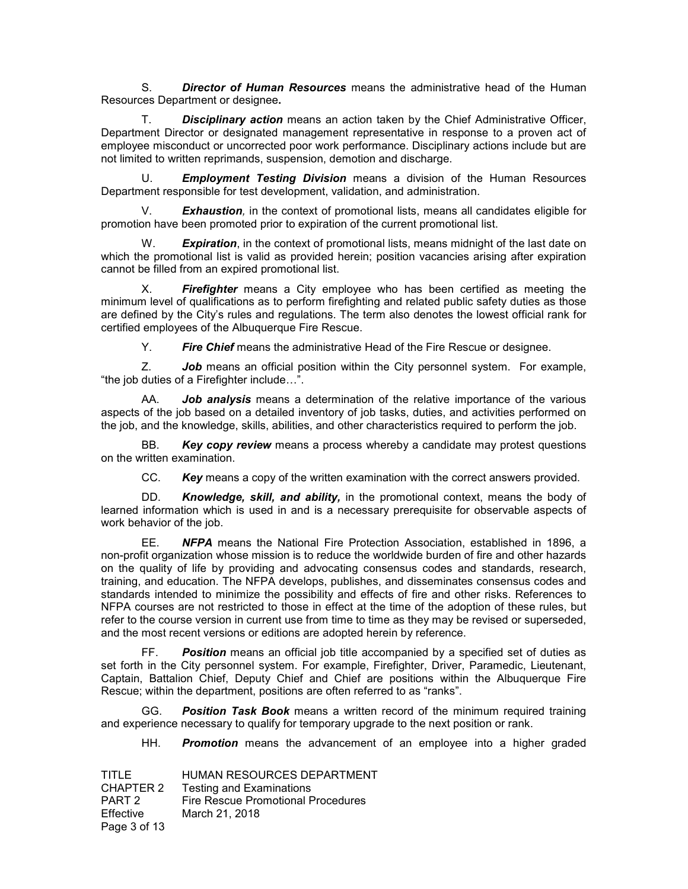S. ***Director of Human Resources*** means the administrative head of the Human Resources Department or designee**.**

T. ***Disciplinary action*** means an action taken by the Chief Administrative Officer, Department Director or designated management representative in response to a proven act of employee misconduct or uncorrected poor work performance. Disciplinary actions include but are not limited to written reprimands, suspension, demotion and discharge.

U. ***Employment Testing Division*** means a division of the Human Resources Department responsible for test development, validation, and administration.

V. ***Exhaustion****,* in the context of promotional lists, means all candidates eligible for promotion have been promoted prior to expiration of the current promotional list.

W. ***Expiration***, in the context of promotional lists, means midnight of the last date on which the promotional list is valid as provided herein; position vacancies arising after expiration cannot be filled from an expired promotional list.

X. ***Firefighter*** means a City employee who has been certified as meeting the minimum level of qualifications as to perform firefighting and related public safety duties as those are defined by the City's rules and regulations. The term also denotes the lowest official rank for certified employees of the Albuquerque Fire Rescue.

Y. ***Fire Chief*** means the administrative Head of the Fire Rescue or designee.

Z. ***Job*** means an official position within the City personnel system. For example, "the job duties of a Firefighter include…".

AA. ***Job analysis*** means a determination of the relative importance of the various aspects of the job based on a detailed inventory of job tasks, duties, and activities performed on the job, and the knowledge, skills, abilities, and other characteristics required to perform the job.

BB. ***Key copy review*** means a process whereby a candidate may protest questions on the written examination.

CC. ***Key*** means a copy of the written examination with the correct answers provided.

DD. ***Knowledge, skill, and ability,*** in the promotional context, means the body of learned information which is used in and is a necessary prerequisite for observable aspects of work behavior of the job.

EE. ***NFPA*** means the National Fire Protection Association, established in 1896, a non-profit organization whose mission is to reduce the worldwide burden of fire and other hazards on the quality of life by providing and advocating consensus codes and standards, research, training, and education. The NFPA develops, publishes, and disseminates consensus codes and standards intended to minimize the possibility and effects of fire and other risks. References to NFPA courses are not restricted to those in effect at the time of the adoption of these rules, but refer to the course version in current use from time to time as they may be revised or superseded, and the most recent versions or editions are adopted herein by reference.

FF. ***Position*** means an official job title accompanied by a specified set of duties as set forth in the City personnel system. For example, Firefighter, Driver, Paramedic, Lieutenant, Captain, Battalion Chief, Deputy Chief and Chief are positions within the Albuquerque Fire Rescue; within the department, positions are often referred to as "ranks".

GG. ***Position Task Book*** means a written record of the minimum required training and experience necessary to qualify for temporary upgrade to the next position or rank.

HH. ***Promotion*** means the advancement of an employee into a higher graded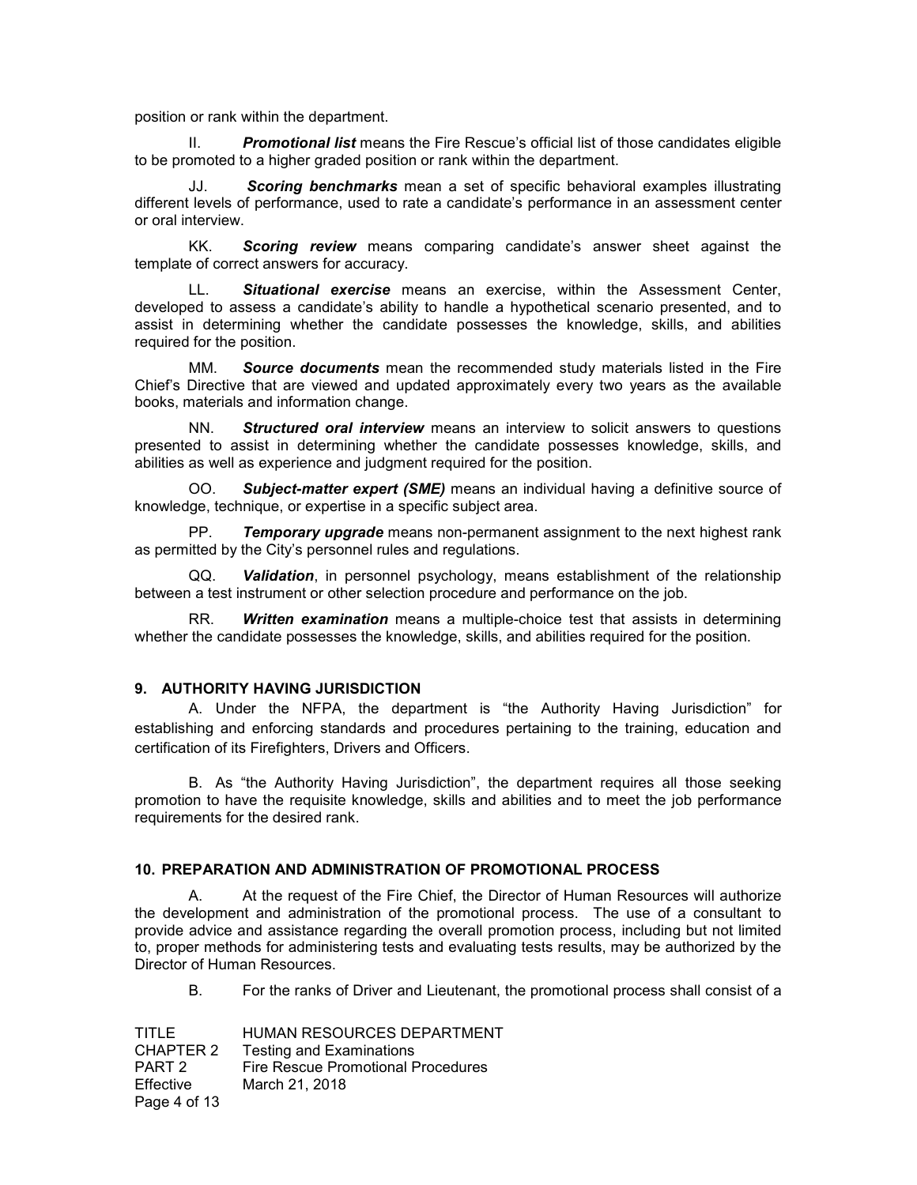position or rank within the department.

II. ***Promotional list*** means the Fire Rescue's official list of those candidates eligible to be promoted to a higher graded position or rank within the department.

JJ. ***Scoring benchmarks*** mean a set of specific behavioral examples illustrating different levels of performance, used to rate a candidate's performance in an assessment center or oral interview.

KK. ***Scoring review*** means comparing candidate's answer sheet against the template of correct answers for accuracy.

LL. ***Situational exercise*** means an exercise, within the Assessment Center, developed to assess a candidate's ability to handle a hypothetical scenario presented, and to assist in determining whether the candidate possesses the knowledge, skills, and abilities required for the position.

MM. ***Source documents*** mean the recommended study materials listed in the Fire Chief's Directive that are viewed and updated approximately every two years as the available books, materials and information change.

NN. ***Structured oral interview*** means an interview to solicit answers to questions presented to assist in determining whether the candidate possesses knowledge, skills, and abilities as well as experience and judgment required for the position.

OO. ***Subject-matter expert (SME)*** means an individual having a definitive source of knowledge, technique, or expertise in a specific subject area.

PP. ***Temporary upgrade*** means non-permanent assignment to the next highest rank as permitted by the City's personnel rules and regulations.

QQ. ***Validation***, in personnel psychology, means establishment of the relationship between a test instrument or other selection procedure and performance on the job.

RR. ***Written examination*** means a multiple-choice test that assists in determining whether the candidate possesses the knowledge, skills, and abilities required for the position.

## 9. AUTHORITY HAVING JURISDICTION

A. Under the NFPA, the department is "the Authority Having Jurisdiction" for establishing and enforcing standards and procedures pertaining to the training, education and certification of its Firefighters, Drivers and Officers.

B. As "the Authority Having Jurisdiction", the department requires all those seeking promotion to have the requisite knowledge, skills and abilities and to meet the job performance requirements for the desired rank.

## 10. PREPARATION AND ADMINISTRATION OF PROMOTIONAL PROCESS

A. At the request of the Fire Chief, the Director of Human Resources will authorize the development and administration of the promotional process. The use of a consultant to provide advice and assistance regarding the overall promotion process, including but not limited to, proper methods for administering tests and evaluating tests results, may be authorized by the Director of Human Resources.

B. For the ranks of Driver and Lieutenant, the promotional process shall consist of a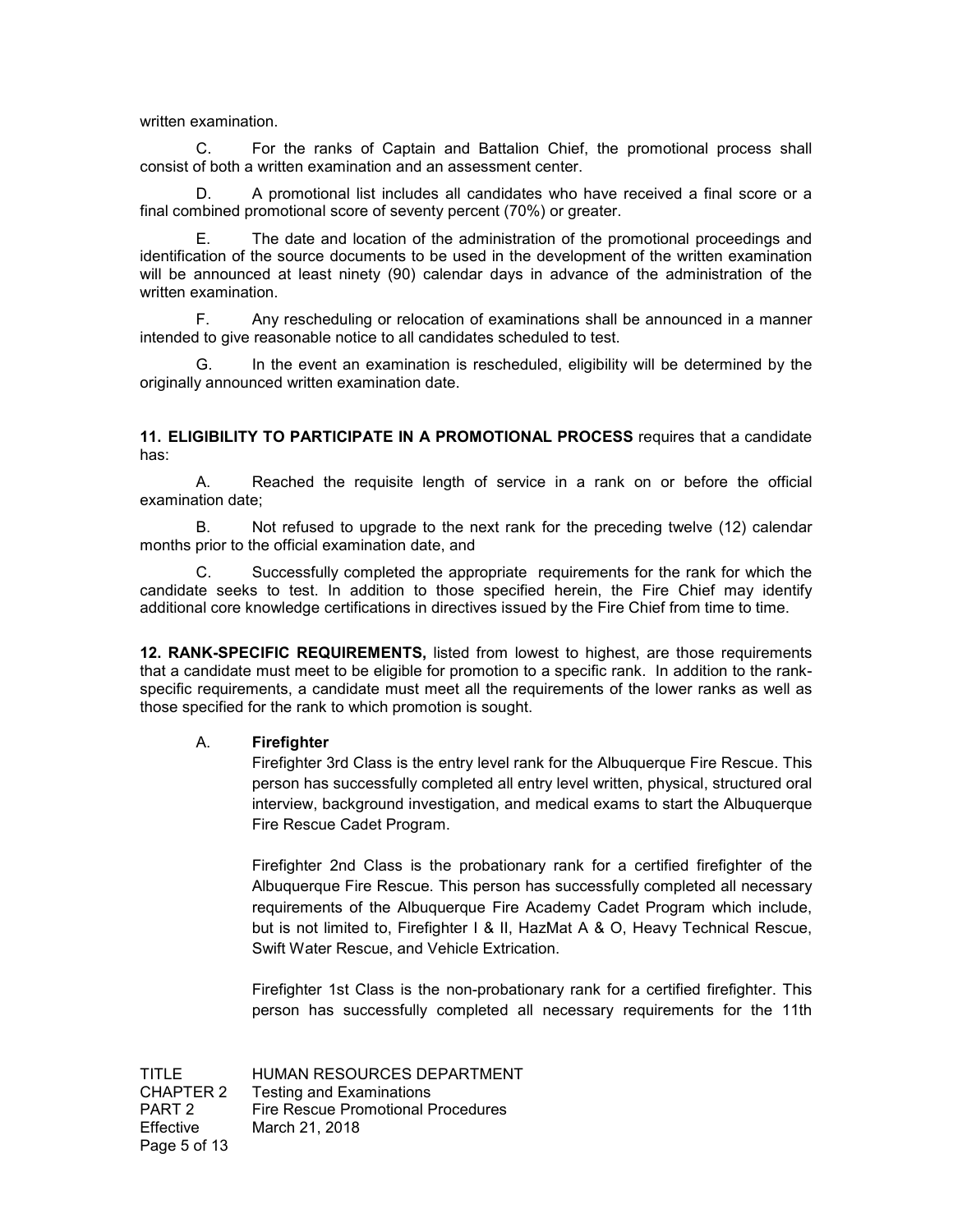written examination.

C. For the ranks of Captain and Battalion Chief, the promotional process shall consist of both a written examination and an assessment center.

D. A promotional list includes all candidates who have received a final score or a final combined promotional score of seventy percent (70%) or greater.

E. The date and location of the administration of the promotional proceedings and identification of the source documents to be used in the development of the written examination will be announced at least ninety (90) calendar days in advance of the administration of the written examination.

F. Any rescheduling or relocation of examinations shall be announced in a manner intended to give reasonable notice to all candidates scheduled to test.

G. In the event an examination is rescheduled, eligibility will be determined by the originally announced written examination date.

**11. ELIGIBILITY TO PARTICIPATE IN A PROMOTIONAL PROCESS** requires that a candidate has:

A. Reached the requisite length of service in a rank on or before the official examination date;

B. Not refused to upgrade to the next rank for the preceding twelve (12) calendar months prior to the official examination date, and

C. Successfully completed the appropriate requirements for the rank for which the candidate seeks to test. In addition to those specified herein, the Fire Chief may identify additional core knowledge certifications in directives issued by the Fire Chief from time to time.

**12. RANK-SPECIFIC REQUIREMENTS,** listed from lowest to highest, are those requirements that a candidate must meet to be eligible for promotion to a specific rank. In addition to the rank-specific requirements, a candidate must meet all the requirements of the lower ranks as well as those specified for the rank to which promotion is sought.

A. **Firefighter**

Firefighter 3rd Class is the entry level rank for the Albuquerque Fire Rescue. This person has successfully completed all entry level written, physical, structured oral interview, background investigation, and medical exams to start the Albuquerque Fire Rescue Cadet Program.

Firefighter 2nd Class is the probationary rank for a certified firefighter of the Albuquerque Fire Rescue. This person has successfully completed all necessary requirements of the Albuquerque Fire Academy Cadet Program which include, but is not limited to, Firefighter I & II, HazMat A & O, Heavy Technical Rescue, Swift Water Rescue, and Vehicle Extrication.

Firefighter 1st Class is the non-probationary rank for a certified firefighter. This person has successfully completed all necessary requirements for the 11th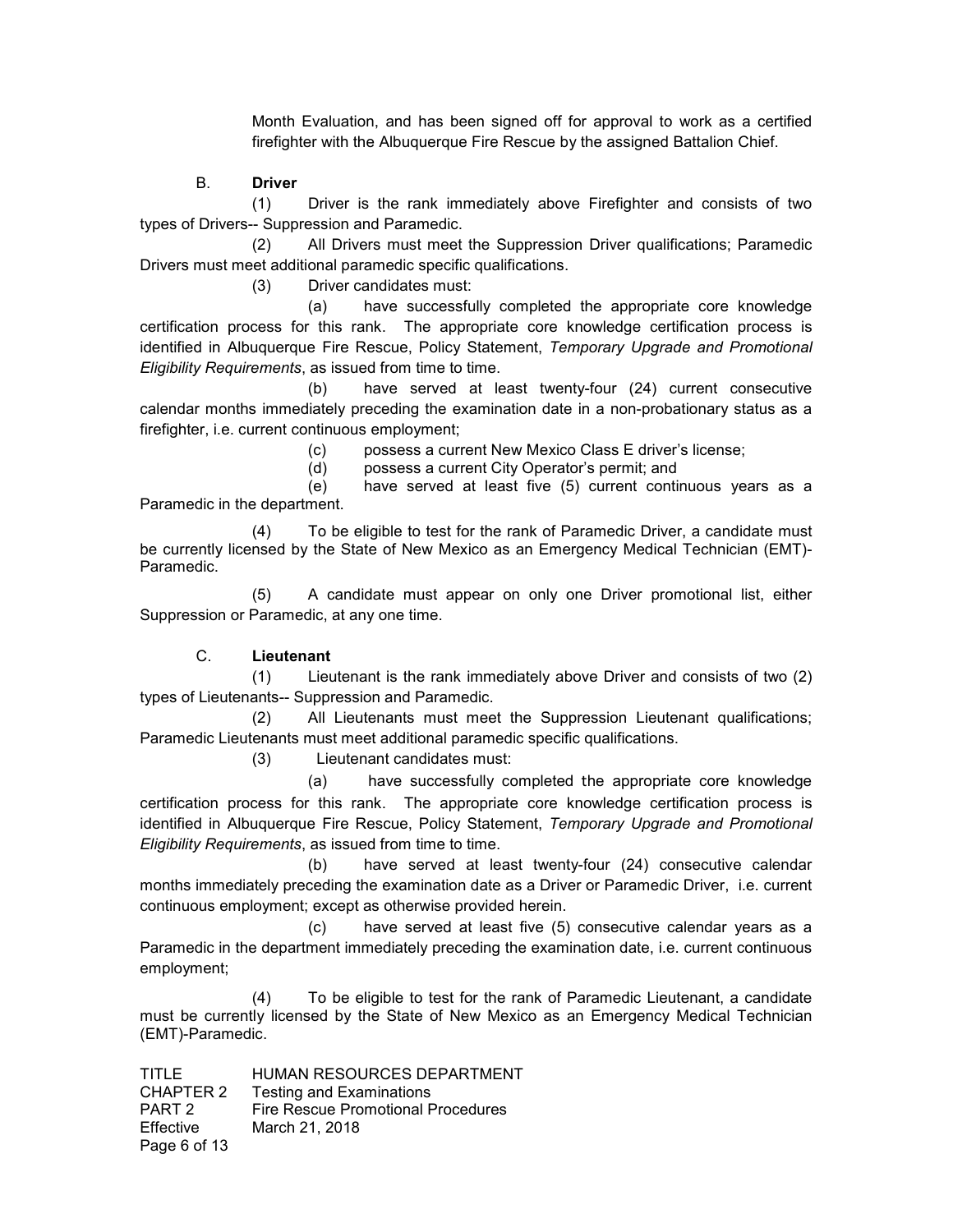Month Evaluation, and has been signed off for approval to work as a certified firefighter with the Albuquerque Fire Rescue by the assigned Battalion Chief.

B. **Driver**

(1) Driver is the rank immediately above Firefighter and consists of two types of Drivers-- Suppression and Paramedic.

(2) All Drivers must meet the Suppression Driver qualifications; Paramedic Drivers must meet additional paramedic specific qualifications.

(3) Driver candidates must:

(a) have successfully completed the appropriate core knowledge certification process for this rank. The appropriate core knowledge certification process is identified in Albuquerque Fire Rescue, Policy Statement, *Temporary Upgrade and Promotional Eligibility Requirements*, as issued from time to time.

(b) have served at least twenty-four (24) current consecutive calendar months immediately preceding the examination date in a non-probationary status as a firefighter, i.e. current continuous employment;

(c) possess a current New Mexico Class E driver's license;

(d) possess a current City Operator's permit; and

(e) have served at least five (5) current continuous years as a Paramedic in the department.

(4) To be eligible to test for the rank of Paramedic Driver, a candidate must be currently licensed by the State of New Mexico as an Emergency Medical Technician (EMT)-Paramedic.

(5) A candidate must appear on only one Driver promotional list, either Suppression or Paramedic, at any one time.

C. **Lieutenant**

(1) Lieutenant is the rank immediately above Driver and consists of two (2) types of Lieutenants-- Suppression and Paramedic.

(2) All Lieutenants must meet the Suppression Lieutenant qualifications; Paramedic Lieutenants must meet additional paramedic specific qualifications.

(3) Lieutenant candidates must:

(a) have successfully completed the appropriate core knowledge certification process for this rank. The appropriate core knowledge certification process is identified in Albuquerque Fire Rescue, Policy Statement, *Temporary Upgrade and Promotional Eligibility Requirements*, as issued from time to time.

(b) have served at least twenty-four (24) consecutive calendar months immediately preceding the examination date as a Driver or Paramedic Driver, i.e. current continuous employment; except as otherwise provided herein.

(c) have served at least five (5) consecutive calendar years as a Paramedic in the department immediately preceding the examination date, i.e. current continuous employment;

(4) To be eligible to test for the rank of Paramedic Lieutenant, a candidate must be currently licensed by the State of New Mexico as an Emergency Medical Technician (EMT)-Paramedic.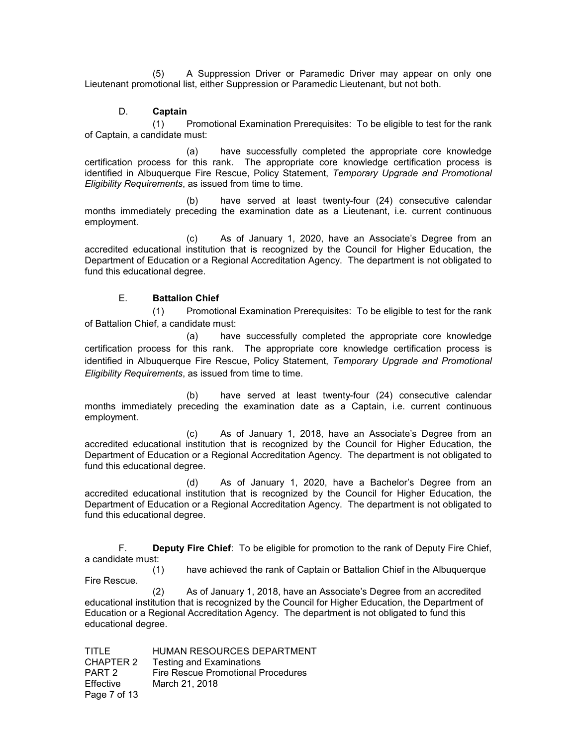(5) A Suppression Driver or Paramedic Driver may appear on only one Lieutenant promotional list, either Suppression or Paramedic Lieutenant, but not both.

D. **Captain**

(1) Promotional Examination Prerequisites: To be eligible to test for the rank of Captain, a candidate must:

(a) have successfully completed the appropriate core knowledge certification process for this rank. The appropriate core knowledge certification process is identified in Albuquerque Fire Rescue, Policy Statement, *Temporary Upgrade and Promotional Eligibility Requirements*, as issued from time to time.

(b) have served at least twenty-four (24) consecutive calendar months immediately preceding the examination date as a Lieutenant, i.e. current continuous employment.

(c) As of January 1, 2020, have an Associate's Degree from an accredited educational institution that is recognized by the Council for Higher Education, the Department of Education or a Regional Accreditation Agency. The department is not obligated to fund this educational degree.

E. **Battalion Chief**

(1) Promotional Examination Prerequisites: To be eligible to test for the rank of Battalion Chief, a candidate must:

(a) have successfully completed the appropriate core knowledge certification process for this rank. The appropriate core knowledge certification process is identified in Albuquerque Fire Rescue, Policy Statement, *Temporary Upgrade and Promotional Eligibility Requirements*, as issued from time to time.

(b) have served at least twenty-four (24) consecutive calendar months immediately preceding the examination date as a Captain, i.e. current continuous employment.

(c) As of January 1, 2018, have an Associate's Degree from an accredited educational institution that is recognized by the Council for Higher Education, the Department of Education or a Regional Accreditation Agency. The department is not obligated to fund this educational degree.

(d) As of January 1, 2020, have a Bachelor's Degree from an accredited educational institution that is recognized by the Council for Higher Education, the Department of Education or a Regional Accreditation Agency. The department is not obligated to fund this educational degree.

F. **Deputy Fire Chief**: To be eligible for promotion to the rank of Deputy Fire Chief, a candidate must:

(1) have achieved the rank of Captain or Battalion Chief in the Albuquerque Fire Rescue.

(2) As of January 1, 2018, have an Associate's Degree from an accredited educational institution that is recognized by the Council for Higher Education, the Department of Education or a Regional Accreditation Agency. The department is not obligated to fund this educational degree.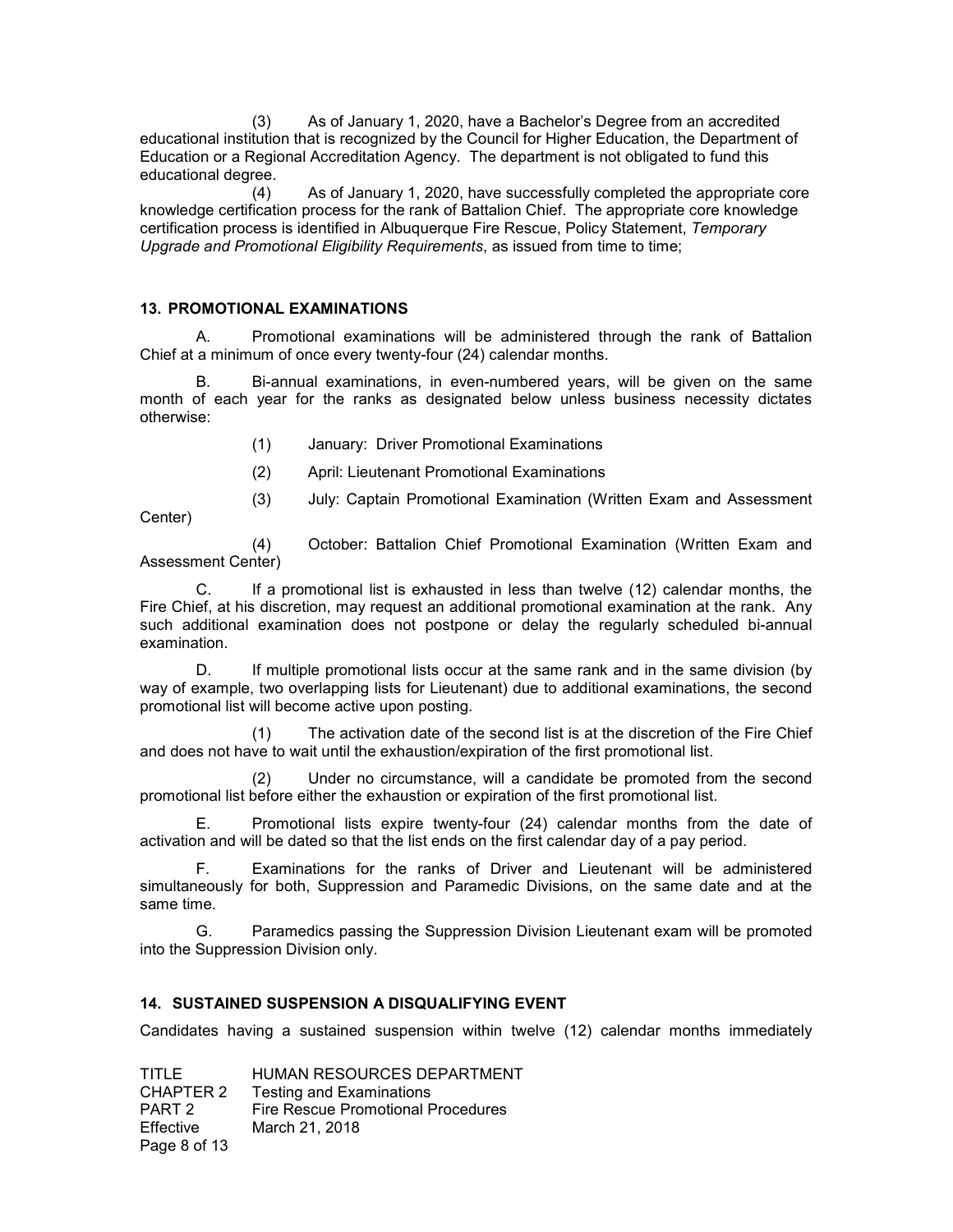(3) As of January 1, 2020, have a Bachelor's Degree from an accredited educational institution that is recognized by the Council for Higher Education, the Department of Education or a Regional Accreditation Agency. The department is not obligated to fund this educational degree.

(4) As of January 1, 2020, have successfully completed the appropriate core knowledge certification process for the rank of Battalion Chief. The appropriate core knowledge certification process is identified in Albuquerque Fire Rescue, Policy Statement, *Temporary Upgrade and Promotional Eligibility Requirements*, as issued from time to time;

### 13. PROMOTIONAL EXAMINATIONS

A. Promotional examinations will be administered through the rank of Battalion Chief at a minimum of once every twenty-four (24) calendar months.

B. Bi-annual examinations, in even-numbered years, will be given on the same month of each year for the ranks as designated below unless business necessity dictates otherwise:

(1) January: Driver Promotional Examinations

(2) April: Lieutenant Promotional Examinations

(3) July: Captain Promotional Examination (Written Exam and Assessment Center)

(4) October: Battalion Chief Promotional Examination (Written Exam and Assessment Center)

C. If a promotional list is exhausted in less than twelve (12) calendar months, the Fire Chief, at his discretion, may request an additional promotional examination at the rank. Any such additional examination does not postpone or delay the regularly scheduled bi-annual examination.

D. If multiple promotional lists occur at the same rank and in the same division (by way of example, two overlapping lists for Lieutenant) due to additional examinations, the second promotional list will become active upon posting.

(1) The activation date of the second list is at the discretion of the Fire Chief and does not have to wait until the exhaustion/expiration of the first promotional list.

(2) Under no circumstance, will a candidate be promoted from the second promotional list before either the exhaustion or expiration of the first promotional list.

E. Promotional lists expire twenty-four (24) calendar months from the date of activation and will be dated so that the list ends on the first calendar day of a pay period.

F. Examinations for the ranks of Driver and Lieutenant will be administered simultaneously for both, Suppression and Paramedic Divisions, on the same date and at the same time.

G. Paramedics passing the Suppression Division Lieutenant exam will be promoted into the Suppression Division only.

### 14. SUSTAINED SUSPENSION A DISQUALIFYING EVENT

Candidates having a sustained suspension within twelve (12) calendar months immediately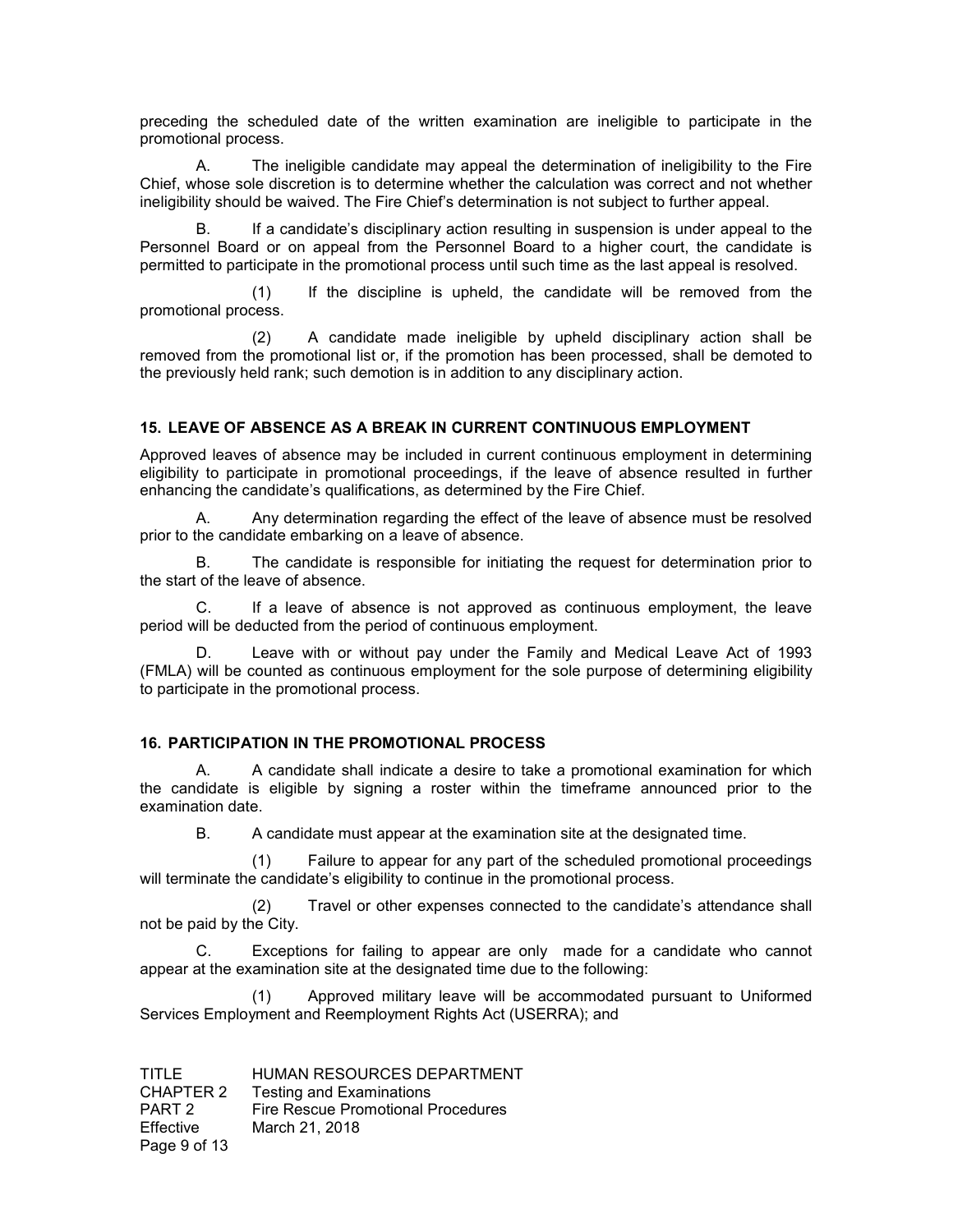preceding the scheduled date of the written examination are ineligible to participate in the promotional process.

A. The ineligible candidate may appeal the determination of ineligibility to the Fire Chief, whose sole discretion is to determine whether the calculation was correct and not whether ineligibility should be waived. The Fire Chief's determination is not subject to further appeal.

B. If a candidate's disciplinary action resulting in suspension is under appeal to the Personnel Board or on appeal from the Personnel Board to a higher court, the candidate is permitted to participate in the promotional process until such time as the last appeal is resolved.

(1) If the discipline is upheld, the candidate will be removed from the promotional process.

(2) A candidate made ineligible by upheld disciplinary action shall be removed from the promotional list or, if the promotion has been processed, shall be demoted to the previously held rank; such demotion is in addition to any disciplinary action.

### 15. LEAVE OF ABSENCE AS A BREAK IN CURRENT CONTINUOUS EMPLOYMENT

Approved leaves of absence may be included in current continuous employment in determining eligibility to participate in promotional proceedings, if the leave of absence resulted in further enhancing the candidate's qualifications, as determined by the Fire Chief.

A. Any determination regarding the effect of the leave of absence must be resolved prior to the candidate embarking on a leave of absence.

B. The candidate is responsible for initiating the request for determination prior to the start of the leave of absence.

C. If a leave of absence is not approved as continuous employment, the leave period will be deducted from the period of continuous employment.

D. Leave with or without pay under the Family and Medical Leave Act of 1993 (FMLA) will be counted as continuous employment for the sole purpose of determining eligibility to participate in the promotional process.

### 16. PARTICIPATION IN THE PROMOTIONAL PROCESS

A. A candidate shall indicate a desire to take a promotional examination for which the candidate is eligible by signing a roster within the timeframe announced prior to the examination date.

B. A candidate must appear at the examination site at the designated time.

(1) Failure to appear for any part of the scheduled promotional proceedings will terminate the candidate's eligibility to continue in the promotional process.

(2) Travel or other expenses connected to the candidate's attendance shall not be paid by the City.

C. Exceptions for failing to appear are only made for a candidate who cannot appear at the examination site at the designated time due to the following:

(1) Approved military leave will be accommodated pursuant to Uniformed Services Employment and Reemployment Rights Act (USERRA); and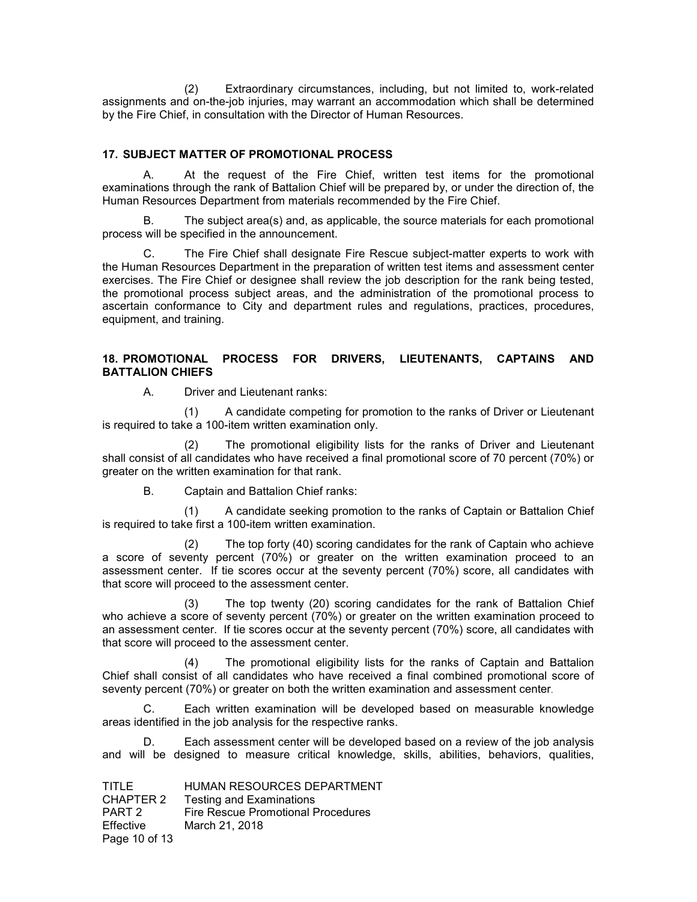(2) Extraordinary circumstances, including, but not limited to, work-related assignments and on-the-job injuries, may warrant an accommodation which shall be determined by the Fire Chief, in consultation with the Director of Human Resources.

### 17. SUBJECT MATTER OF PROMOTIONAL PROCESS

A. At the request of the Fire Chief, written test items for the promotional examinations through the rank of Battalion Chief will be prepared by, or under the direction of, the Human Resources Department from materials recommended by the Fire Chief.

B. The subject area(s) and, as applicable, the source materials for each promotional process will be specified in the announcement.

C. The Fire Chief shall designate Fire Rescue subject-matter experts to work with the Human Resources Department in the preparation of written test items and assessment center exercises. The Fire Chief or designee shall review the job description for the rank being tested, the promotional process subject areas, and the administration of the promotional process to ascertain conformance to City and department rules and regulations, practices, procedures, equipment, and training.

### 18. PROMOTIONAL PROCESS FOR DRIVERS, LIEUTENANTS, CAPTAINS AND BATTALION CHIEFS

A. Driver and Lieutenant ranks:

(1) A candidate competing for promotion to the ranks of Driver or Lieutenant is required to take a 100-item written examination only.

(2) The promotional eligibility lists for the ranks of Driver and Lieutenant shall consist of all candidates who have received a final promotional score of 70 percent (70%) or greater on the written examination for that rank.

B. Captain and Battalion Chief ranks:

(1) A candidate seeking promotion to the ranks of Captain or Battalion Chief is required to take first a 100-item written examination.

(2) The top forty (40) scoring candidates for the rank of Captain who achieve a score of seventy percent (70%) or greater on the written examination proceed to an assessment center. If tie scores occur at the seventy percent (70%) score, all candidates with that score will proceed to the assessment center.

(3) The top twenty (20) scoring candidates for the rank of Battalion Chief who achieve a score of seventy percent (70%) or greater on the written examination proceed to an assessment center. If tie scores occur at the seventy percent (70%) score, all candidates with that score will proceed to the assessment center.

(4) The promotional eligibility lists for the ranks of Captain and Battalion Chief shall consist of all candidates who have received a final combined promotional score of seventy percent (70%) or greater on both the written examination and assessment center.

C. Each written examination will be developed based on measurable knowledge areas identified in the job analysis for the respective ranks.

D. Each assessment center will be developed based on a review of the job analysis and will be designed to measure critical knowledge, skills, abilities, behaviors, qualities,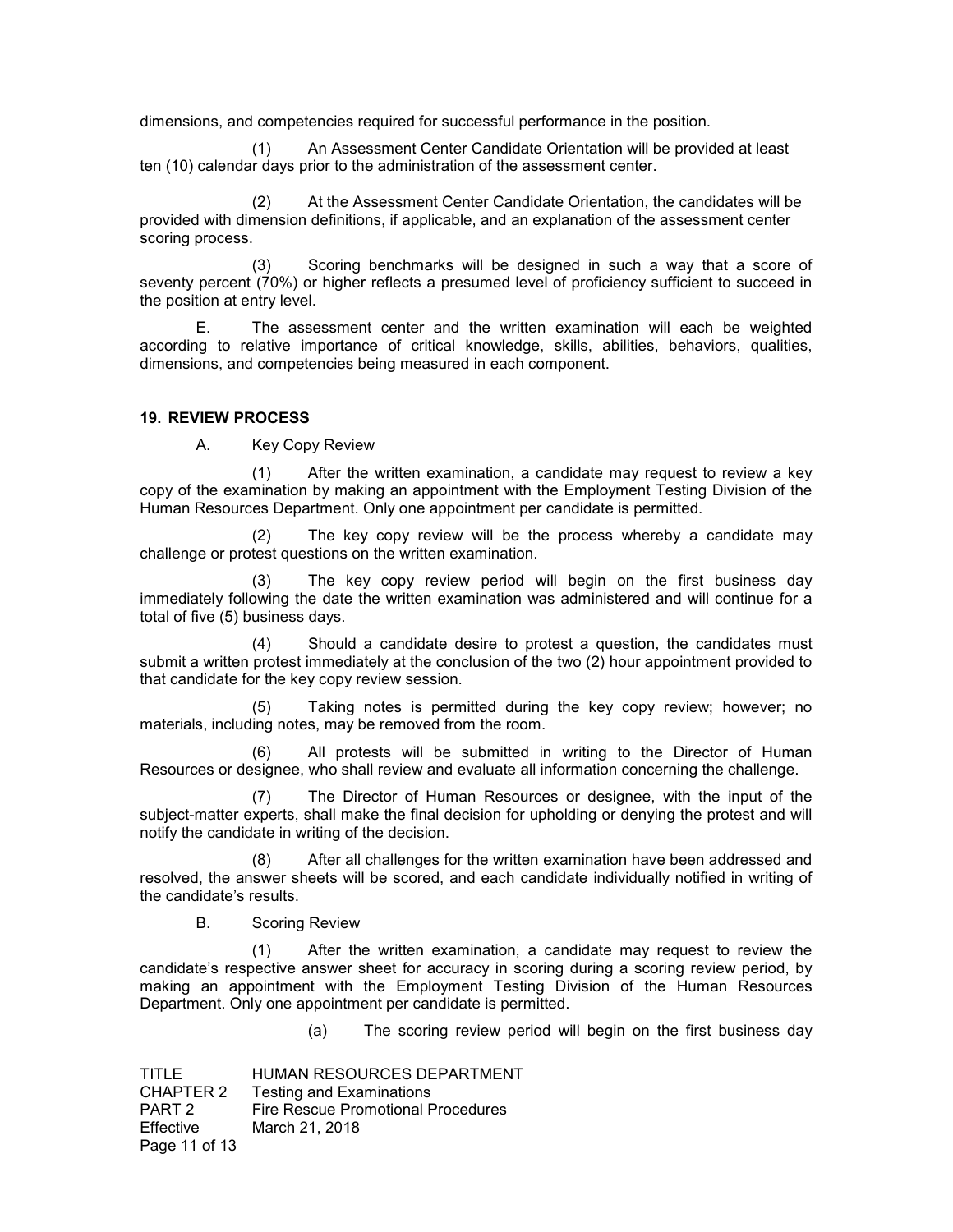dimensions, and competencies required for successful performance in the position.

(1) An Assessment Center Candidate Orientation will be provided at least ten (10) calendar days prior to the administration of the assessment center.

(2) At the Assessment Center Candidate Orientation, the candidates will be provided with dimension definitions, if applicable, and an explanation of the assessment center scoring process.

(3) Scoring benchmarks will be designed in such a way that a score of seventy percent (70%) or higher reflects a presumed level of proficiency sufficient to succeed in the position at entry level.

E. The assessment center and the written examination will each be weighted according to relative importance of critical knowledge, skills, abilities, behaviors, qualities, dimensions, and competencies being measured in each component.

**19. REVIEW PROCESS**

A. Key Copy Review

(1) After the written examination, a candidate may request to review a key copy of the examination by making an appointment with the Employment Testing Division of the Human Resources Department. Only one appointment per candidate is permitted.

(2) The key copy review will be the process whereby a candidate may challenge or protest questions on the written examination.

(3) The key copy review period will begin on the first business day immediately following the date the written examination was administered and will continue for a total of five (5) business days.

(4) Should a candidate desire to protest a question, the candidates must submit a written protest immediately at the conclusion of the two (2) hour appointment provided to that candidate for the key copy review session.

(5) Taking notes is permitted during the key copy review; however; no materials, including notes, may be removed from the room.

(6) All protests will be submitted in writing to the Director of Human Resources or designee, who shall review and evaluate all information concerning the challenge.

(7) The Director of Human Resources or designee, with the input of the subject-matter experts, shall make the final decision for upholding or denying the protest and will notify the candidate in writing of the decision.

(8) After all challenges for the written examination have been addressed and resolved, the answer sheets will be scored, and each candidate individually notified in writing of the candidate's results.

B. Scoring Review

(1) After the written examination, a candidate may request to review the candidate's respective answer sheet for accuracy in scoring during a scoring review period, by making an appointment with the Employment Testing Division of the Human Resources Department. Only one appointment per candidate is permitted.

(a) The scoring review period will begin on the first business day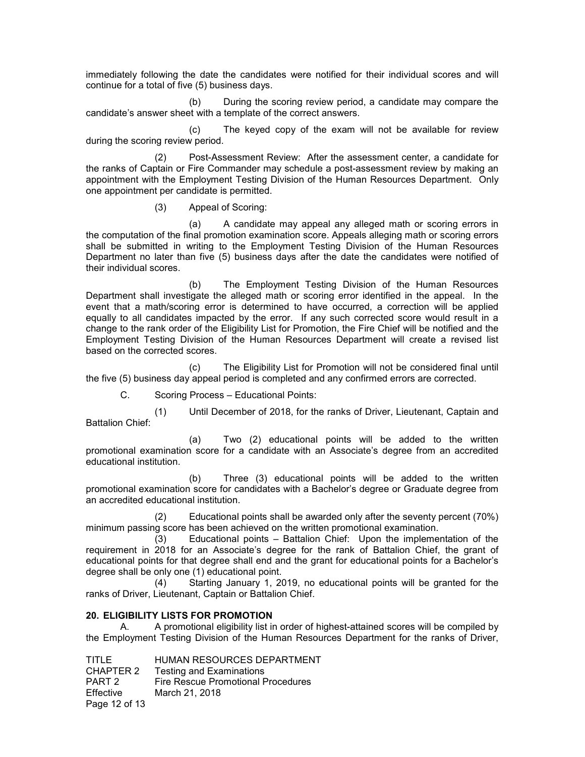immediately following the date the candidates were notified for their individual scores and will continue for a total of five (5) business days.

(b) During the scoring review period, a candidate may compare the candidate's answer sheet with a template of the correct answers.

(c) The keyed copy of the exam will not be available for review during the scoring review period.

(2) Post-Assessment Review: After the assessment center, a candidate for the ranks of Captain or Fire Commander may schedule a post-assessment review by making an appointment with the Employment Testing Division of the Human Resources Department. Only one appointment per candidate is permitted.

(3) Appeal of Scoring:

(a) A candidate may appeal any alleged math or scoring errors in the computation of the final promotion examination score. Appeals alleging math or scoring errors shall be submitted in writing to the Employment Testing Division of the Human Resources Department no later than five (5) business days after the date the candidates were notified of their individual scores.

(b) The Employment Testing Division of the Human Resources Department shall investigate the alleged math or scoring error identified in the appeal. In the event that a math/scoring error is determined to have occurred, a correction will be applied equally to all candidates impacted by the error. If any such corrected score would result in a change to the rank order of the Eligibility List for Promotion, the Fire Chief will be notified and the Employment Testing Division of the Human Resources Department will create a revised list based on the corrected scores.

(c) The Eligibility List for Promotion will not be considered final until the five (5) business day appeal period is completed and any confirmed errors are corrected.

C. Scoring Process – Educational Points:

(1) Until December of 2018, for the ranks of Driver, Lieutenant, Captain and Battalion Chief:

(a) Two (2) educational points will be added to the written promotional examination score for a candidate with an Associate's degree from an accredited educational institution.

(b) Three (3) educational points will be added to the written promotional examination score for candidates with a Bachelor's degree or Graduate degree from an accredited educational institution.

(2) Educational points shall be awarded only after the seventy percent (70%) minimum passing score has been achieved on the written promotional examination.

(3) Educational points – Battalion Chief: Upon the implementation of the requirement in 2018 for an Associate's degree for the rank of Battalion Chief, the grant of educational points for that degree shall end and the grant for educational points for a Bachelor's degree shall be only one (1) educational point.

(4) Starting January 1, 2019, no educational points will be granted for the ranks of Driver, Lieutenant, Captain or Battalion Chief.

## 20. ELIGIBILITY LISTS FOR PROMOTION

A. A promotional eligibility list in order of highest-attained scores will be compiled by the Employment Testing Division of the Human Resources Department for the ranks of Driver,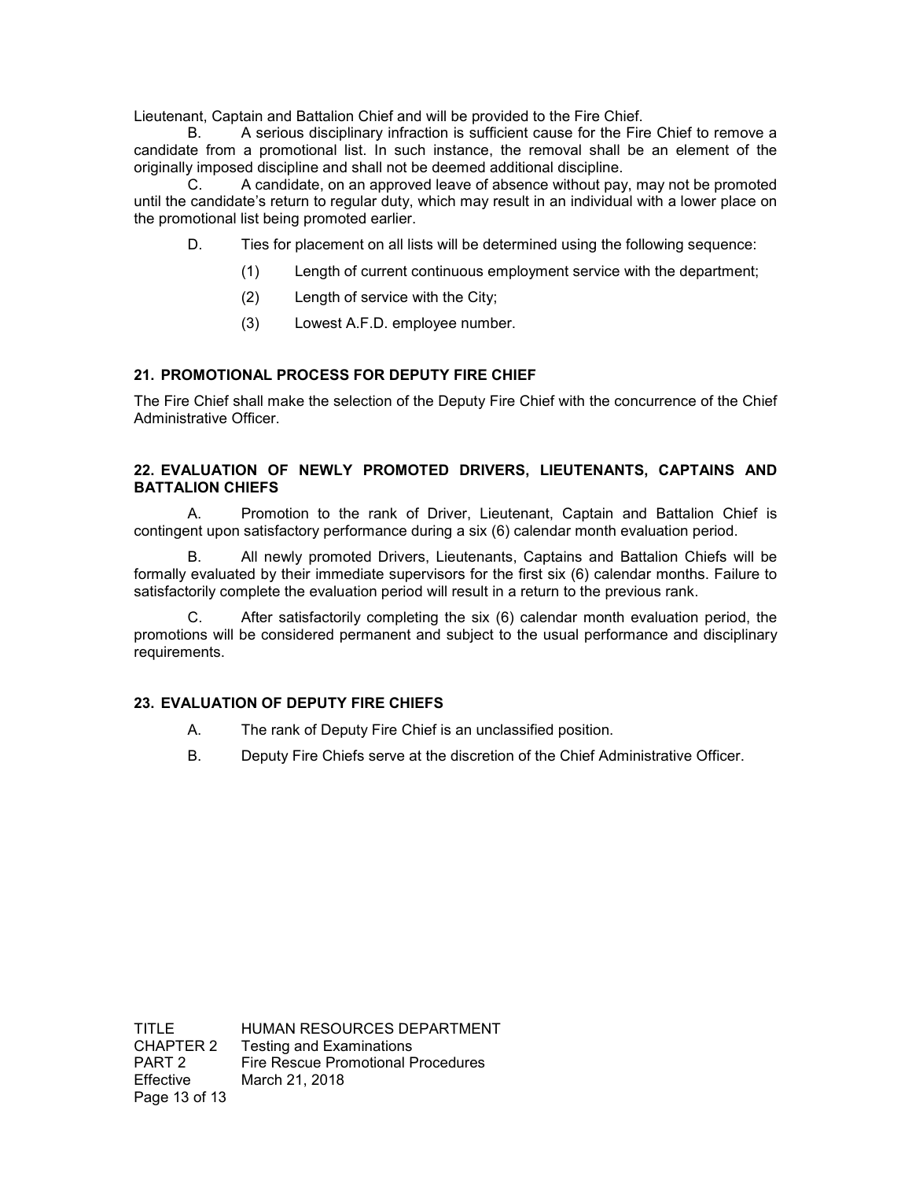Lieutenant, Captain and Battalion Chief and will be provided to the Fire Chief.

B. A serious disciplinary infraction is sufficient cause for the Fire Chief to remove a candidate from a promotional list. In such instance, the removal shall be an element of the originally imposed discipline and shall not be deemed additional discipline.

C. A candidate, on an approved leave of absence without pay, may not be promoted until the candidate's return to regular duty, which may result in an individual with a lower place on the promotional list being promoted earlier.

D. Ties for placement on all lists will be determined using the following sequence:

(1) Length of current continuous employment service with the department;

(2) Length of service with the City;

(3) Lowest A.F.D. employee number.

### 21. PROMOTIONAL PROCESS FOR DEPUTY FIRE CHIEF

The Fire Chief shall make the selection of the Deputy Fire Chief with the concurrence of the Chief Administrative Officer.

### 22. EVALUATION OF NEWLY PROMOTED DRIVERS, LIEUTENANTS, CAPTAINS AND BATTALION CHIEFS

A. Promotion to the rank of Driver, Lieutenant, Captain and Battalion Chief is contingent upon satisfactory performance during a six (6) calendar month evaluation period.

B. All newly promoted Drivers, Lieutenants, Captains and Battalion Chiefs will be formally evaluated by their immediate supervisors for the first six (6) calendar months. Failure to satisfactorily complete the evaluation period will result in a return to the previous rank.

C. After satisfactorily completing the six (6) calendar month evaluation period, the promotions will be considered permanent and subject to the usual performance and disciplinary requirements.

### 23. EVALUATION OF DEPUTY FIRE CHIEFS

A. The rank of Deputy Fire Chief is an unclassified position.

B. Deputy Fire Chiefs serve at the discretion of the Chief Administrative Officer.